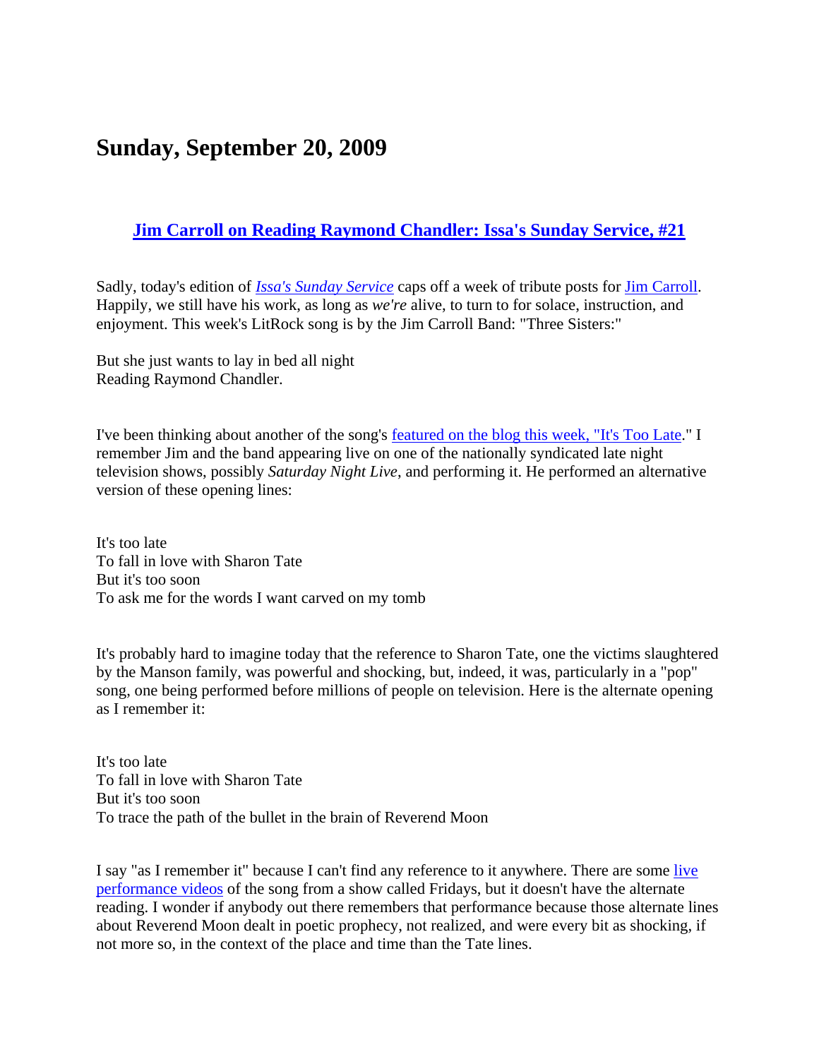# Sunday, September 20, 2009

## [Jim Carroll on Reading Raymond Chandler: Issa's Sunday Service, #21]

Sadly, today's edition of *Issa's Sunday Service* caps off a week of tribute posts for Jim Carroll. Happily, we still have his work, as long as *we're* alive, to turn to for solace, instruction, and enjoyment. This week's LitRock song is by the Jim Carroll Band: "Three Sisters:"

But she just wants to lay in bed all night
Reading Raymond Chandler.

I've been thinking about another of the song's featured on the blog this week, "It's Too Late." I remember Jim and the band appearing live on one of the nationally syndicated late night television shows, possibly *Saturday Night Live*, and performing it. He performed an alternative version of these opening lines:

It's too late
To fall in love with Sharon Tate
But it's too soon
To ask me for the words I want carved on my tomb

It's probably hard to imagine today that the reference to Sharon Tate, one the victims slaughtered by the Manson family, was powerful and shocking, but, indeed, it was, particularly in a "pop" song, one being performed before millions of people on television. Here is the alternate opening as I remember it:

It's too late
To fall in love with Sharon Tate
But it's too soon
To trace the path of the bullet in the brain of Reverend Moon

I say "as I remember it" because I can't find any reference to it anywhere. There are some live performance videos of the song from a show called Fridays, but it doesn't have the alternate reading. I wonder if anybody out there remembers that performance because those alternate lines about Reverend Moon dealt in poetic prophecy, not realized, and were every bit as shocking, if not more so, in the context of the place and time than the Tate lines.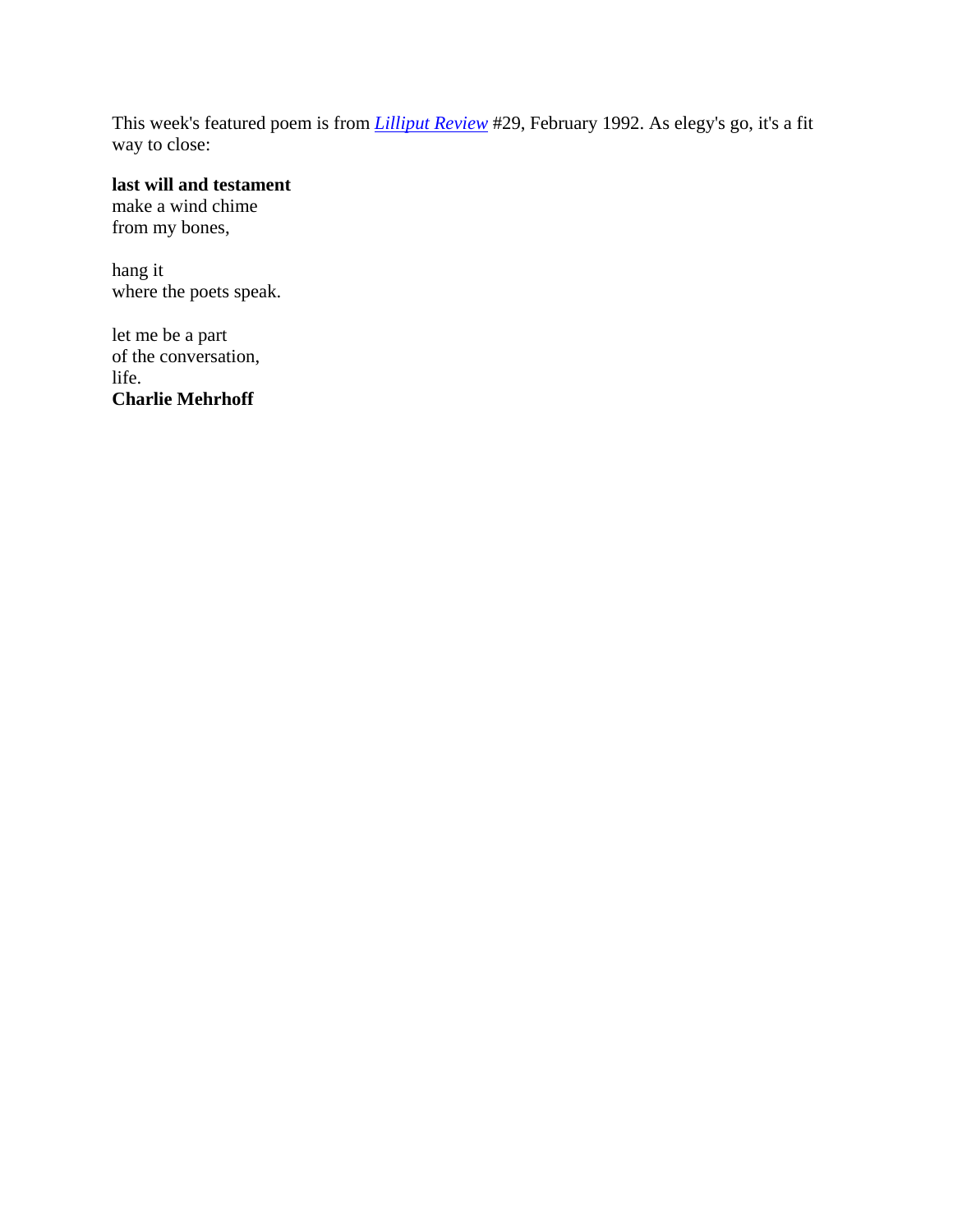This week's featured poem is from *Lilliput Review* #29, February 1992. As elegy's go, it's a fit way to close:

**last will and testament**
make a wind chime
from my bones,

hang it
where the poets speak.

let me be a part
of the conversation,
life.
**Charlie Mehrhoff**